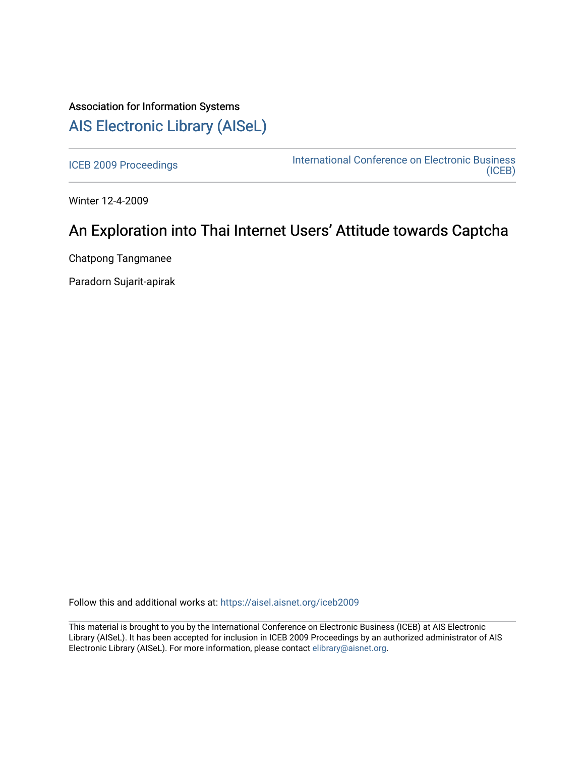Association for Information Systems

# AIS Electronic Library (AISeL)

ICEB 2009 Proceedings

International Conference on Electronic Business (ICEB)

Winter 12-4-2009

## An Exploration into Thai Internet Users' Attitude towards Captcha

Chatpong Tangmanee

Paradorn Sujarit-apirak

Follow this and additional works at: https://aisel.aisnet.org/iceb2009

This material is brought to you by the International Conference on Electronic Business (ICEB) at AIS Electronic Library (AISeL). It has been accepted for inclusion in ICEB 2009 Proceedings by an authorized administrator of AIS Electronic Library (AISeL). For more information, please contact elibrary@aisnet.org.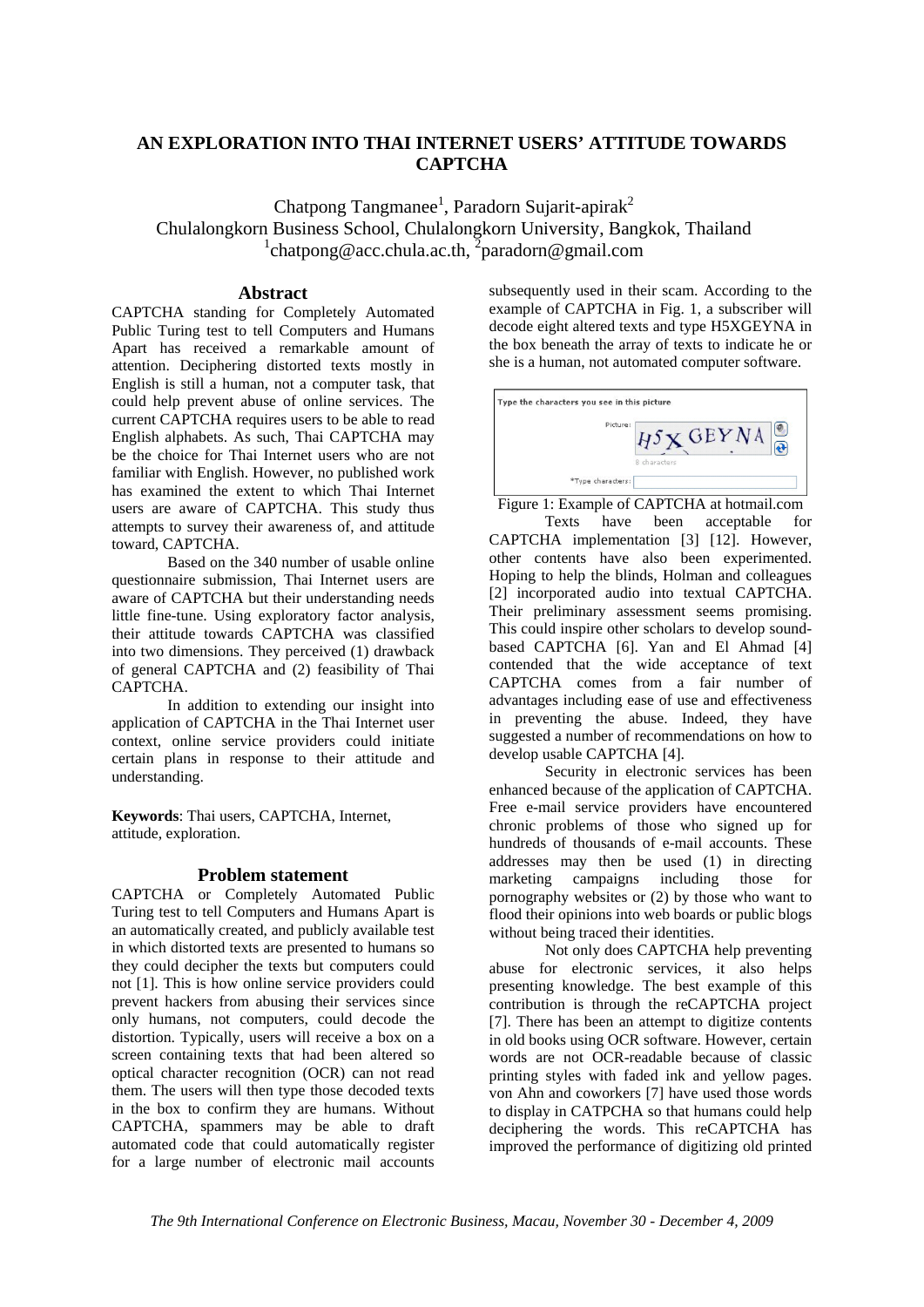## AN EXPLORATION INTO THAI INTERNET USERS' ATTITUDE TOWARDS CAPTCHA

Chatpong Tangmanee[1], Paradorn Sujarit-apirak[2]
Chulalongkorn Business School, Chulalongkorn University, Bangkok, Thailand
[1]chatpong@acc.chula.ac.th, [2]paradorn@gmail.com

### Abstract

CAPTCHA standing for Completely Automated Public Turing test to tell Computers and Humans Apart has received a remarkable amount of attention. Deciphering distorted texts mostly in English is still a human, not a computer task, that could help prevent abuse of online services. The current CAPTCHA requires users to be able to read English alphabets. As such, Thai CAPTCHA may be the choice for Thai Internet users who are not familiar with English. However, no published work has examined the extent to which Thai Internet users are aware of CAPTCHA. This study thus attempts to survey their awareness of, and attitude toward, CAPTCHA.

Based on the 340 number of usable online questionnaire submission, Thai Internet users are aware of CAPTCHA but their understanding needs little fine-tune. Using exploratory factor analysis, their attitude towards CAPTCHA was classified into two dimensions. They perceived (1) drawback of general CAPTCHA and (2) feasibility of Thai CAPTCHA.

In addition to extending our insight into application of CAPTCHA in the Thai Internet user context, online service providers could initiate certain plans in response to their attitude and understanding.

**Keywords**: Thai users, CAPTCHA, Internet, attitude, exploration.

### Problem statement

CAPTCHA or Completely Automated Public Turing test to tell Computers and Humans Apart is an automatically created, and publicly available test in which distorted texts are presented to humans so they could decipher the texts but computers could not [1]. This is how online service providers could prevent hackers from abusing their services since only humans, not computers, could decode the distortion. Typically, users will receive a box on a screen containing texts that had been altered so optical character recognition (OCR) can not read them. The users will then type those decoded texts in the box to confirm they are humans. Without CAPTCHA, spammers may be able to draft automated code that could automatically register for a large number of electronic mail accounts subsequently used in their scam. According to the example of CAPTCHA in Fig. 1, a subscriber will decode eight altered texts and type H5XGEYNA in the box beneath the array of texts to indicate he or she is a human, not automated computer software.

Figure 1: Example of CAPTCHA at hotmail.com

Texts have been acceptable for CAPTCHA implementation [3] [12]. However, other contents have also been experimented. Hoping to help the blinds, Holman and colleagues [2] incorporated audio into textual CAPTCHA. Their preliminary assessment seems promising. This could inspire other scholars to develop sound-based CAPTCHA [6]. Yan and El Ahmad [4] contended that the wide acceptance of text CAPTCHA comes from a fair number of advantages including ease of use and effectiveness in preventing the abuse. Indeed, they have suggested a number of recommendations on how to develop usable CAPTCHA [4].

Security in electronic services has been enhanced because of the application of CAPTCHA. Free e-mail service providers have encountered chronic problems of those who signed up for hundreds of thousands of e-mail accounts. These addresses may then be used (1) in directing marketing campaigns including those for pornography websites or (2) by those who want to flood their opinions into web boards or public blogs without being traced their identities.

Not only does CAPTCHA help preventing abuse for electronic services, it also helps presenting knowledge. The best example of this contribution is through the reCAPTCHA project [7]. There has been an attempt to digitize contents in old books using OCR software. However, certain words are not OCR-readable because of classic printing styles with faded ink and yellow pages. von Ahn and coworkers [7] have used those words to display in CATPCHA so that humans could help deciphering the words. This reCAPTCHA has improved the performance of digitizing old printed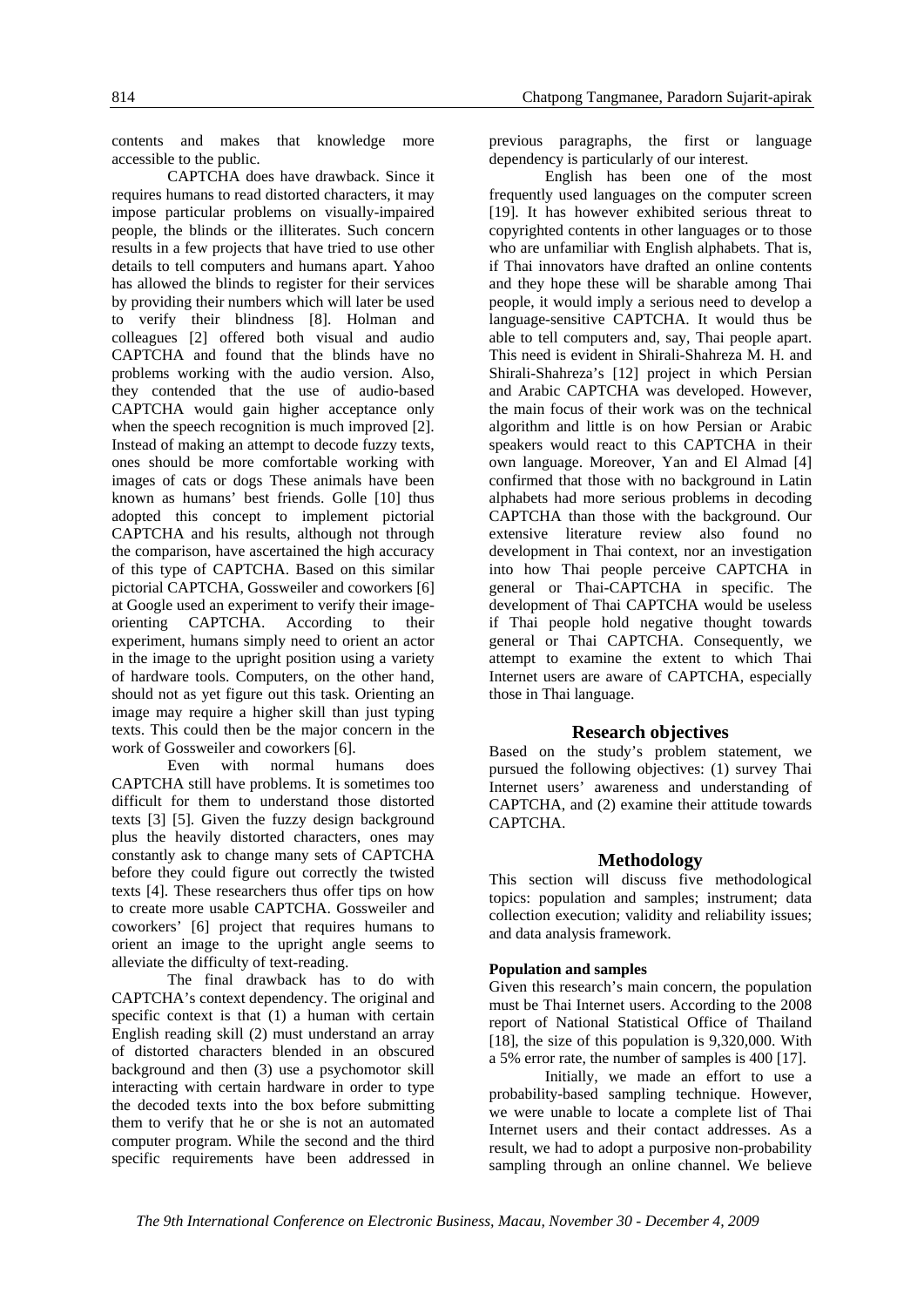contents and makes that knowledge more accessible to the public.

CAPTCHA does have drawback. Since it requires humans to read distorted characters, it may impose particular problems on visually-impaired people, the blinds or the illiterates. Such concern results in a few projects that have tried to use other details to tell computers and humans apart. Yahoo has allowed the blinds to register for their services by providing their numbers which will later be used to verify their blindness [8]. Holman and colleagues [2] offered both visual and audio CAPTCHA and found that the blinds have no problems working with the audio version. Also, they contended that the use of audio-based CAPTCHA would gain higher acceptance only when the speech recognition is much improved [2]. Instead of making an attempt to decode fuzzy texts, ones should be more comfortable working with images of cats or dogs These animals have been known as humans' best friends. Golle [10] thus adopted this concept to implement pictorial CAPTCHA and his results, although not through the comparison, have ascertained the high accuracy of this type of CAPTCHA. Based on this similar pictorial CAPTCHA, Gossweiler and coworkers [6] at Google used an experiment to verify their image-orienting CAPTCHA. According to their experiment, humans simply need to orient an actor in the image to the upright position using a variety of hardware tools. Computers, on the other hand, should not as yet figure out this task. Orienting an image may require a higher skill than just typing texts. This could then be the major concern in the work of Gossweiler and coworkers [6].

Even with normal humans does CAPTCHA still have problems. It is sometimes too difficult for them to understand those distorted texts [3] [5]. Given the fuzzy design background plus the heavily distorted characters, ones may constantly ask to change many sets of CAPTCHA before they could figure out correctly the twisted texts [4]. These researchers thus offer tips on how to create more usable CAPTCHA. Gossweiler and coworkers' [6] project that requires humans to orient an image to the upright angle seems to alleviate the difficulty of text-reading.

The final drawback has to do with CAPTCHA's context dependency. The original and specific context is that (1) a human with certain English reading skill (2) must understand an array of distorted characters blended in an obscured background and then (3) use a psychomotor skill interacting with certain hardware in order to type the decoded texts into the box before submitting them to verify that he or she is not an automated computer program. While the second and the third specific requirements have been addressed in previous paragraphs, the first or language dependency is particularly of our interest.

English has been one of the most frequently used languages on the computer screen [19]. It has however exhibited serious threat to copyrighted contents in other languages or to those who are unfamiliar with English alphabets. That is, if Thai innovators have drafted an online contents and they hope these will be sharable among Thai people, it would imply a serious need to develop a language-sensitive CAPTCHA. It would thus be able to tell computers and, say, Thai people apart. This need is evident in Shirali-Shahreza M. H. and Shirali-Shahreza's [12] project in which Persian and Arabic CAPTCHA was developed. However, the main focus of their work was on the technical algorithm and little is on how Persian or Arabic speakers would react to this CAPTCHA in their own language. Moreover, Yan and El Almad [4] confirmed that those with no background in Latin alphabets had more serious problems in decoding CAPTCHA than those with the background. Our extensive literature review also found no development in Thai context, nor an investigation into how Thai people perceive CAPTCHA in general or Thai-CAPTCHA in specific. The development of Thai CAPTCHA would be useless if Thai people hold negative thought towards general or Thai CAPTCHA. Consequently, we attempt to examine the extent to which Thai Internet users are aware of CAPTCHA, especially those in Thai language.

## Research objectives

Based on the study's problem statement, we pursued the following objectives: (1) survey Thai Internet users' awareness and understanding of CAPTCHA, and (2) examine their attitude towards CAPTCHA.

## Methodology

This section will discuss five methodological topics: population and samples; instrument; data collection execution; validity and reliability issues; and data analysis framework.

### Population and samples

Given this research's main concern, the population must be Thai Internet users. According to the 2008 report of National Statistical Office of Thailand [18], the size of this population is 9,320,000. With a 5% error rate, the number of samples is 400 [17].

Initially, we made an effort to use a probability-based sampling technique. However, we were unable to locate a complete list of Thai Internet users and their contact addresses. As a result, we had to adopt a purposive non-probability sampling through an online channel. We believe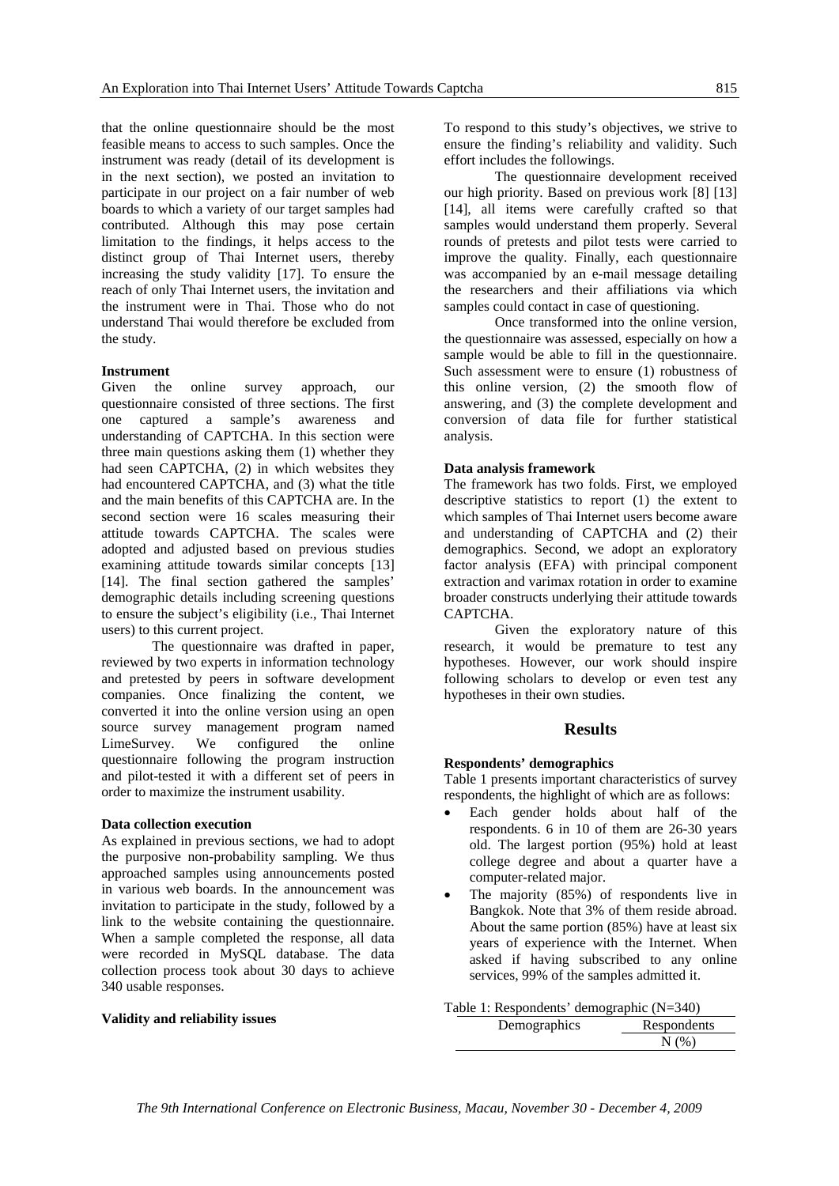that the online questionnaire should be the most feasible means to access to such samples. Once the instrument was ready (detail of its development is in the next section), we posted an invitation to participate in our project on a fair number of web boards to which a variety of our target samples had contributed. Although this may pose certain limitation to the findings, it helps access to the distinct group of Thai Internet users, thereby increasing the study validity [17]. To ensure the reach of only Thai Internet users, the invitation and the instrument were in Thai. Those who do not understand Thai would therefore be excluded from the study.

**Instrument**

Given the online survey approach, our questionnaire consisted of three sections. The first one captured a sample's awareness and understanding of CAPTCHA. In this section were three main questions asking them (1) whether they had seen CAPTCHA, (2) in which websites they had encountered CAPTCHA, and (3) what the title and the main benefits of this CAPTCHA are. In the second section were 16 scales measuring their attitude towards CAPTCHA. The scales were adopted and adjusted based on previous studies examining attitude towards similar concepts [13] [14]. The final section gathered the samples' demographic details including screening questions to ensure the subject's eligibility (i.e., Thai Internet users) to this current project.

The questionnaire was drafted in paper, reviewed by two experts in information technology and pretested by peers in software development companies. Once finalizing the content, we converted it into the online version using an open source survey management program named LimeSurvey. We configured the online questionnaire following the program instruction and pilot-tested it with a different set of peers in order to maximize the instrument usability.

**Data collection execution**

As explained in previous sections, we had to adopt the purposive non-probability sampling. We thus approached samples using announcements posted in various web boards. In the announcement was invitation to participate in the study, followed by a link to the website containing the questionnaire. When a sample completed the response, all data were recorded in MySQL database. The data collection process took about 30 days to achieve 340 usable responses.

**Validity and reliability issues**

To respond to this study's objectives, we strive to ensure the finding's reliability and validity. Such effort includes the followings.

The questionnaire development received our high priority. Based on previous work [8] [13] [14], all items were carefully crafted so that samples would understand them properly. Several rounds of pretests and pilot tests were carried to improve the quality. Finally, each questionnaire was accompanied by an e-mail message detailing the researchers and their affiliations via which samples could contact in case of questioning.

Once transformed into the online version, the questionnaire was assessed, especially on how a sample would be able to fill in the questionnaire. Such assessment were to ensure (1) robustness of this online version, (2) the smooth flow of answering, and (3) the complete development and conversion of data file for further statistical analysis.

**Data analysis framework**

The framework has two folds. First, we employed descriptive statistics to report (1) the extent to which samples of Thai Internet users become aware and understanding of CAPTCHA and (2) their demographics. Second, we adopt an exploratory factor analysis (EFA) with principal component extraction and varimax rotation in order to examine broader constructs underlying their attitude towards CAPTCHA.

Given the exploratory nature of this research, it would be premature to test any hypotheses. However, our work should inspire following scholars to develop or even test any hypotheses in their own studies.

## Results

**Respondents' demographics**

Table 1 presents important characteristics of survey respondents, the highlight of which are as follows:

- Each gender holds about half of the respondents. 6 in 10 of them are 26-30 years old. The largest portion (95%) hold at least college degree and about a quarter have a computer-related major.
- The majority (85%) of respondents live in Bangkok. Note that 3% of them reside abroad. About the same portion (85%) have at least six years of experience with the Internet. When asked if having subscribed to any online services, 99% of the samples admitted it.

Table 1: Respondents' demographic (N=340)

| Demographics | Respondents N (%) |
|---|---|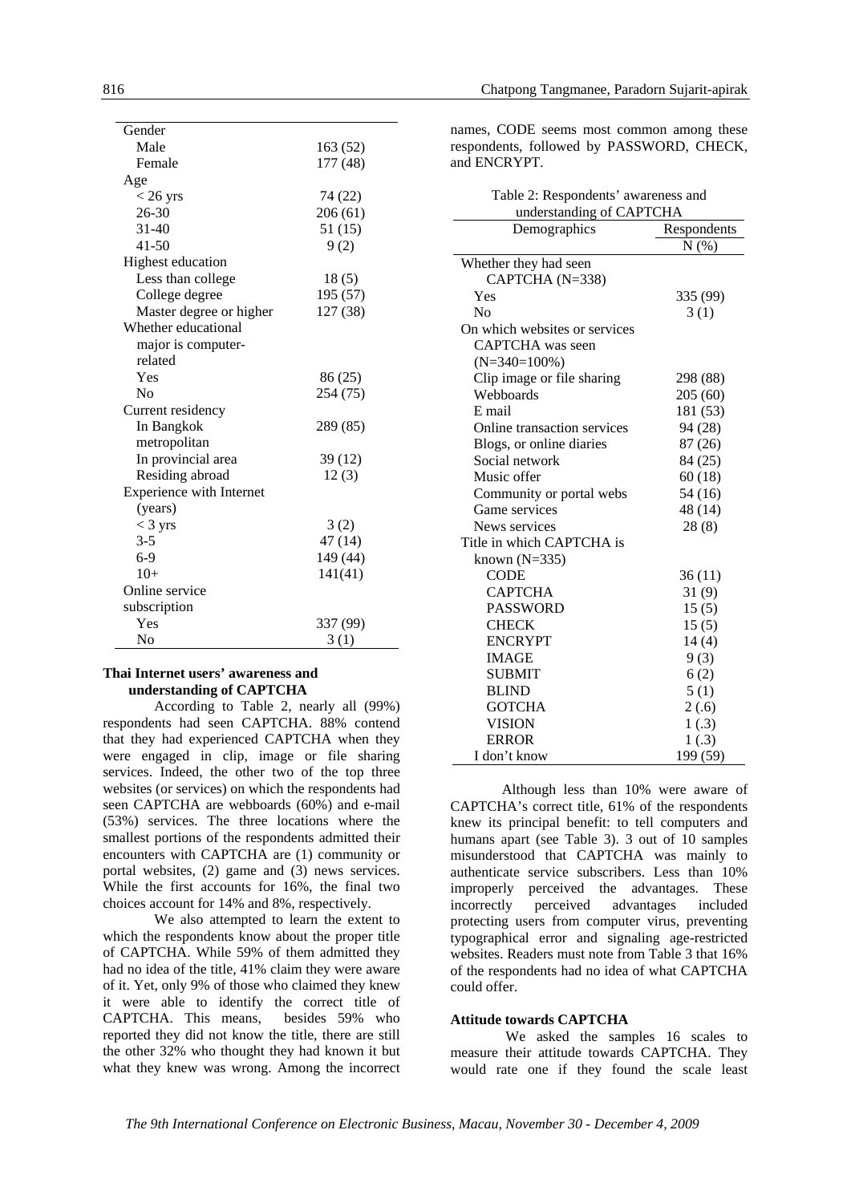| Gender | |
|---|---|
| Male | 163 (52) |
| Female | 177 (48) |
| Age | |
| < 26 yrs | 74 (22) |
| 26-30 | 206 (61) |
| 31-40 | 51 (15) |
| 41-50 | 9 (2) |
| Highest education | |
| Less than college | 18 (5) |
| College degree | 195 (57) |
| Master degree or higher | 127 (38) |
| Whether educational major is computer-related | |
| Yes | 86 (25) |
| No | 254 (75) |
| Current residency | |
| In Bangkok metropolitan | 289 (85) |
| In provincial area | 39 (12) |
| Residing abroad | 12 (3) |
| Experience with Internet (years) | |
| < 3 yrs | 3 (2) |
| 3-5 | 47 (14) |
| 6-9 | 149 (44) |
| 10+ | 141(41) |
| Online service subscription | |
| Yes | 337 (99) |
| No | 3 (1) |

**Thai Internet users' awareness and understanding of CAPTCHA**

According to Table 2, nearly all (99%) respondents had seen CAPTCHA. 88% contend that they had experienced CAPTCHA when they were engaged in clip, image or file sharing services. Indeed, the other two of the top three websites (or services) on which the respondents had seen CAPTCHA are webboards (60%) and e-mail (53%) services. The three locations where the smallest portions of the respondents admitted their encounters with CAPTCHA are (1) community or portal websites, (2) game and (3) news services. While the first accounts for 16%, the final two choices account for 14% and 8%, respectively.

We also attempted to learn the extent to which the respondents know about the proper title of CAPTCHA. While 59% of them admitted they had no idea of the title, 41% claim they were aware of it. Yet, only 9% of those who claimed they knew it were able to identify the correct title of CAPTCHA. This means, besides 59% who reported they did not know the title, there are still the other 32% who thought they had known it but what they knew was wrong. Among the incorrect names, CODE seems most common among these respondents, followed by PASSWORD, CHECK, and ENCRYPT.

Table 2: Respondents' awareness and understanding of CAPTCHA

| Demographics | Respondents N (%) |
|---|---|
| Whether they had seen CAPTCHA (N=338) | |
| Yes | 335 (99) |
| No | 3 (1) |
| On which websites or services CAPTCHA was seen (N=340=100%) | |
| Clip image or file sharing | 298 (88) |
| Webboards | 205 (60) |
| E mail | 181 (53) |
| Online transaction services | 94 (28) |
| Blogs, or online diaries | 87 (26) |
| Social network | 84 (25) |
| Music offer | 60 (18) |
| Community or portal webs | 54 (16) |
| Game services | 48 (14) |
| News services | 28 (8) |
| Title in which CAPTCHA is known (N=335) | |
| CODE | 36 (11) |
| CAPTCHA | 31 (9) |
| PASSWORD | 15 (5) |
| CHECK | 15 (5) |
| ENCRYPT | 14 (4) |
| IMAGE | 9 (3) |
| SUBMIT | 6 (2) |
| BLIND | 5 (1) |
| GOTCHA | 2 (.6) |
| VISION | 1 (.3) |
| ERROR | 1 (.3) |
| I don't know | 199 (59) |

Although less than 10% were aware of CAPTCHA's correct title, 61% of the respondents knew its principal benefit: to tell computers and humans apart (see Table 3). 3 out of 10 samples misunderstood that CAPTCHA was mainly to authenticate service subscribers. Less than 10% improperly perceived the advantages. These incorrectly perceived advantages included protecting users from computer virus, preventing typographical error and signaling age-restricted websites. Readers must note from Table 3 that 16% of the respondents had no idea of what CAPTCHA could offer.

**Attitude towards CAPTCHA**

We asked the samples 16 scales to measure their attitude towards CAPTCHA. They would rate one if they found the scale least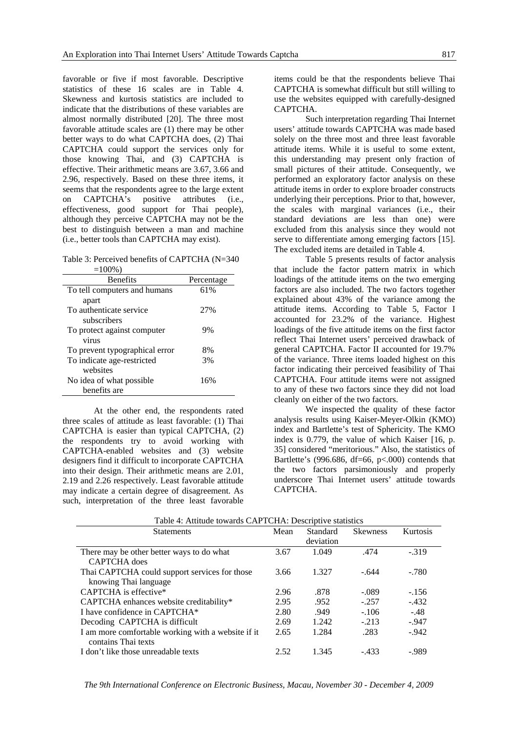favorable or five if most favorable. Descriptive statistics of these 16 scales are in Table 4. Skewness and kurtosis statistics are included to indicate that the distributions of these variables are almost normally distributed [20]. The three most favorable attitude scales are (1) there may be other better ways to do what CAPTCHA does, (2) Thai CAPTCHA could support the services only for those knowing Thai, and (3) CAPTCHA is effective. Their arithmetic means are 3.67, 3.66 and 2.96, respectively. Based on these three items, it seems that the respondents agree to the large extent on CAPTCHA's positive attributes (i.e., effectiveness, good support for Thai people), although they perceive CAPTCHA may not be the best to distinguish between a man and machine (i.e., better tools than CAPTCHA may exist).

Table 3: Perceived benefits of CAPTCHA (N=340 =100%)

| Benefits | Percentage |
|---|---|
| To tell computers and humans apart | 61% |
| To authenticate service subscribers | 27% |
| To protect against computer virus | 9% |
| To prevent typographical error | 8% |
| To indicate age-restricted websites | 3% |
| No idea of what possible benefits are | 16% |

At the other end, the respondents rated three scales of attitude as least favorable: (1) Thai CAPTCHA is easier than typical CAPTCHA, (2) the respondents try to avoid working with CAPTCHA-enabled websites and (3) website designers find it difficult to incorporate CAPTCHA into their design. Their arithmetic means are 2.01, 2.19 and 2.26 respectively. Least favorable attitude may indicate a certain degree of disagreement. As such, interpretation of the three least favorable items could be that the respondents believe Thai CAPTCHA is somewhat difficult but still willing to use the websites equipped with carefully-designed CAPTCHA.

Such interpretation regarding Thai Internet users' attitude towards CAPTCHA was made based solely on the three most and three least favorable attitude items. While it is useful to some extent, this understanding may present only fraction of small pictures of their attitude. Consequently, we performed an exploratory factor analysis on these attitude items in order to explore broader constructs underlying their perceptions. Prior to that, however, the scales with marginal variances (i.e., their standard deviations are less than one) were excluded from this analysis since they would not serve to differentiate among emerging factors [15]. The excluded items are detailed in Table 4.

Table 5 presents results of factor analysis that include the factor pattern matrix in which loadings of the attitude items on the two emerging factors are also included. The two factors together explained about 43% of the variance among the attitude items. According to Table 5, Factor I accounted for 23.2% of the variance. Highest loadings of the five attitude items on the first factor reflect Thai Internet users' perceived drawback of general CAPTCHA. Factor II accounted for 19.7% of the variance. Three items loaded highest on this factor indicating their perceived feasibility of Thai CAPTCHA. Four attitude items were not assigned to any of these two factors since they did not load cleanly on either of the two factors.

We inspected the quality of these factor analysis results using Kaiser-Meyer-Olkin (KMO) index and Bartlette's test of Sphericity. The KMO index is 0.779, the value of which Kaiser [16, p. 35] considered "meritorious." Also, the statistics of Bartlette's (996.686, df=66, $p<.000$) contends that the two factors parsimoniously and properly underscore Thai Internet users' attitude towards CAPTCHA.

Table 4: Attitude towards CAPTCHA: Descriptive statistics

| Statements | Mean | Standard deviation | Skewness | Kurtosis |
|---|---|---|---|---|
| There may be other better ways to do what CAPTCHA does | 3.67 | 1.049 | .474 | -.319 |
| Thai CAPTCHA could support services for those knowing Thai language | 3.66 | 1.327 | -.644 | -.780 |
| CAPTCHA is effective* | 2.96 | .878 | -.089 | -.156 |
| CAPTCHA enhances website creditability* | 2.95 | .952 | -.257 | -.432 |
| I have confidence in CAPTCHA* | 2.80 | .949 | -.106 | -.48 |
| Decoding CAPTCHA is difficult | 2.69 | 1.242 | -.213 | -.947 |
| I am more comfortable working with a website if it contains Thai texts | 2.65 | 1.284 | .283 | -.942 |
| I don't like those unreadable texts | 2.52 | 1.345 | -.433 | -.989 |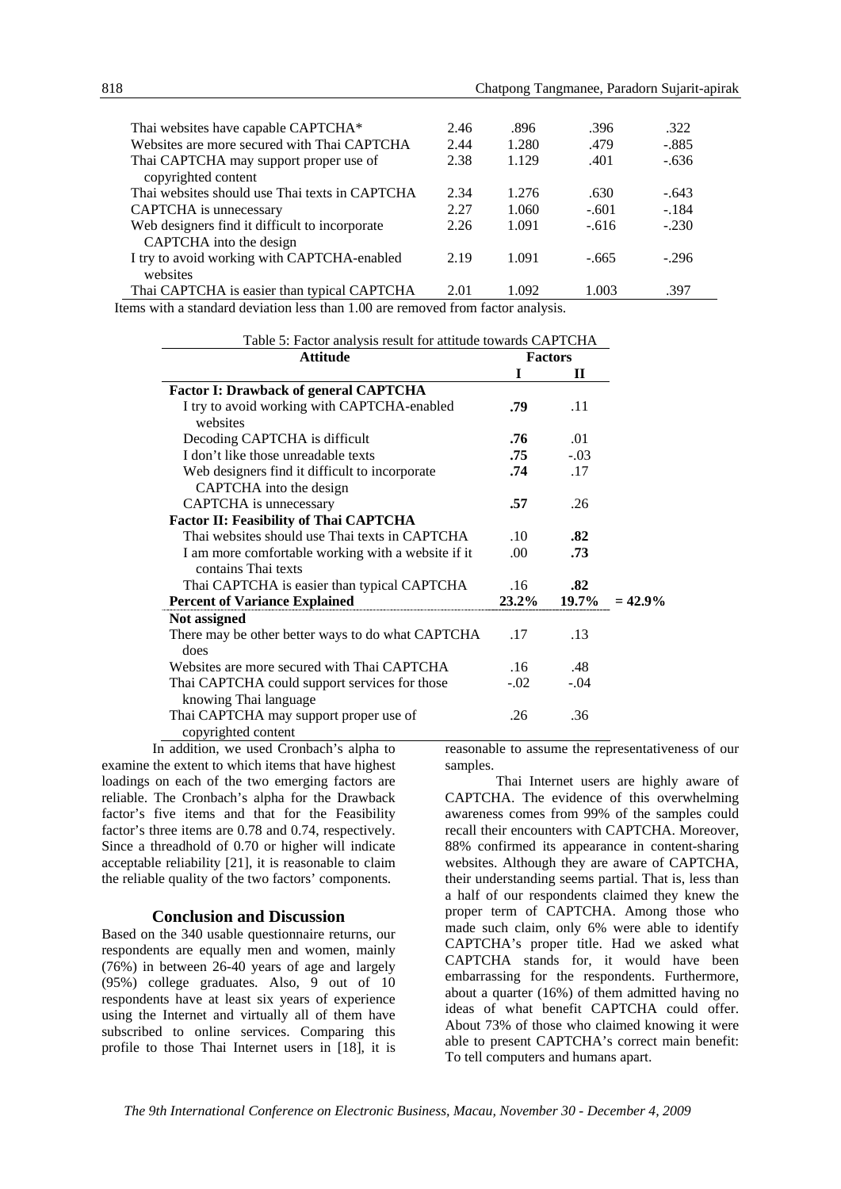| | | | | |
|---|---|---|---|---|
| Thai websites have capable CAPTCHA* | 2.46 | .896 | .396 | .322 |
| Websites are more secured with Thai CAPTCHA | 2.44 | 1.280 | .479 | -.885 |
| Thai CAPTCHA may support proper use of copyrighted content | 2.38 | 1.129 | .401 | -.636 |
| Thai websites should use Thai texts in CAPTCHA | 2.34 | 1.276 | .630 | -.643 |
| CAPTCHA is unnecessary | 2.27 | 1.060 | -.601 | -.184 |
| Web designers find it difficult to incorporate CAPTCHA into the design | 2.26 | 1.091 | -.616 | -.230 |
| I try to avoid working with CAPTCHA-enabled websites | 2.19 | 1.091 | -.665 | -.296 |
| Thai CAPTCHA is easier than typical CAPTCHA | 2.01 | 1.092 | 1.003 | .397 |

Items with a standard deviation less than 1.00 are removed from factor analysis.

Table 5: Factor analysis result for attitude towards CAPTCHA

| Attitude | Factors I | Factors II | |
|---|---|---|---|
| **Factor I: Drawback of general CAPTCHA** | | | |
| I try to avoid working with CAPTCHA-enabled websites | **.79** | .11 | |
| Decoding CAPTCHA is difficult | **.76** | .01 | |
| I don't like those unreadable texts | **.75** | -.03 | |
| Web designers find it difficult to incorporate CAPTCHA into the design | **.74** | .17 | |
| CAPTCHA is unnecessary | **.57** | .26 | |
| **Factor II: Feasibility of Thai CAPTCHA** | | | |
| Thai websites should use Thai texts in CAPTCHA | .10 | **.82** | |
| I am more comfortable working with a website if it contains Thai texts | .00 | **.73** | |
| Thai CAPTCHA is easier than typical CAPTCHA | .16 | **.82** | |
| **Percent of Variance Explained** | **23.2%** | **19.7%** | **= 42.9%** |
| **Not assigned** | | | |
| There may be other better ways to do what CAPTCHA does | .17 | .13 | |
| Websites are more secured with Thai CAPTCHA | .16 | .48 | |
| Thai CAPTCHA could support services for those knowing Thai language | -.02 | -.04 | |
| Thai CAPTCHA may support proper use of copyrighted content | .26 | .36 | |

In addition, we used Cronbach's alpha to examine the extent to which items that have highest loadings on each of the two emerging factors are reliable. The Cronbach's alpha for the Drawback factor's five items and that for the Feasibility factor's three items are 0.78 and 0.74, respectively. Since a threadhold of 0.70 or higher will indicate acceptable reliability [21], it is reasonable to claim the reliable quality of the two factors' components.

## Conclusion and Discussion

Based on the 340 usable questionnaire returns, our respondents are equally men and women, mainly (76%) in between 26-40 years of age and largely (95%) college graduates. Also, 9 out of 10 respondents have at least six years of experience using the Internet and virtually all of them have subscribed to online services. Comparing this profile to those Thai Internet users in [18], it is reasonable to assume the representativeness of our samples.

Thai Internet users are highly aware of CAPTCHA. The evidence of this overwhelming awareness comes from 99% of the samples could recall their encounters with CAPTCHA. Moreover, 88% confirmed its appearance in content-sharing websites. Although they are aware of CAPTCHA, their understanding seems partial. That is, less than a half of our respondents claimed they knew the proper term of CAPTCHA. Among those who made such claim, only 6% were able to identify CAPTCHA's proper title. Had we asked what CAPTCHA stands for, it would have been embarrassing for the respondents. Furthermore, about a quarter (16%) of them admitted having no ideas of what benefit CAPTCHA could offer. About 73% of those who claimed knowing it were able to present CAPTCHA's correct main benefit: To tell computers and humans apart.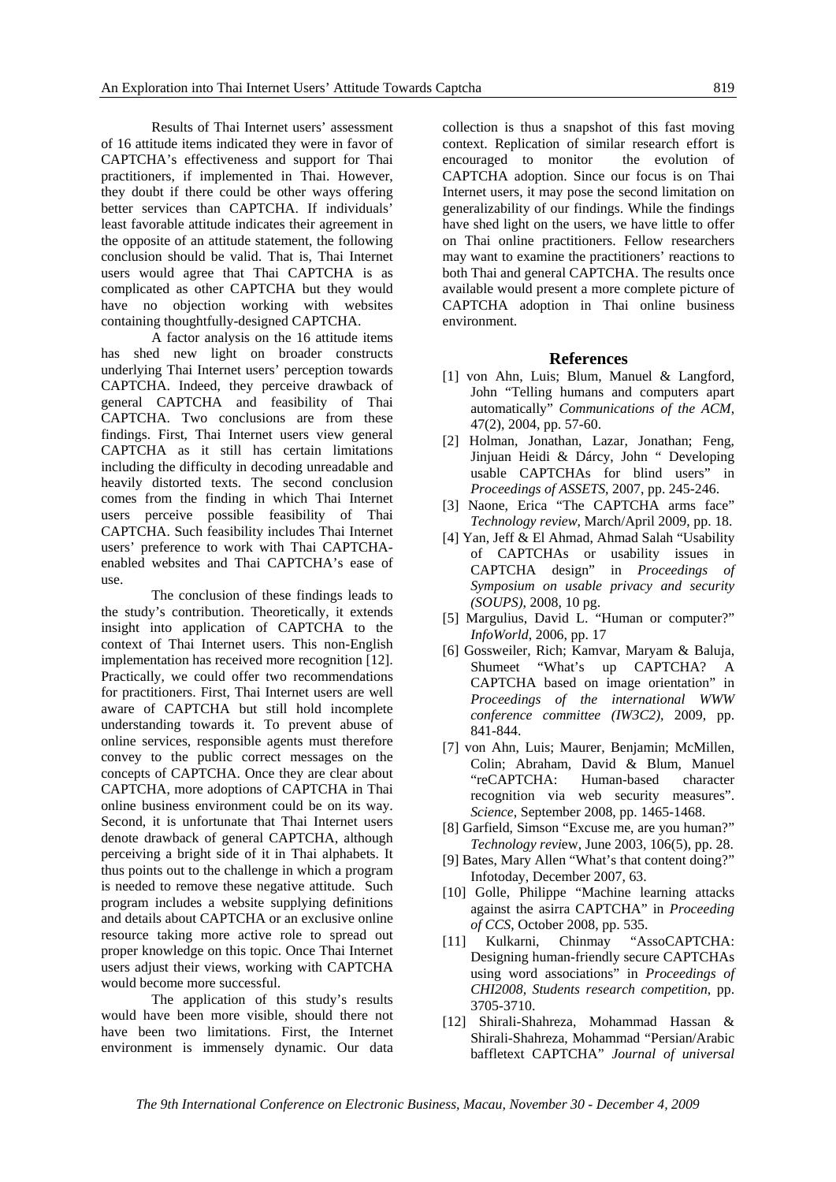Results of Thai Internet users' assessment of 16 attitude items indicated they were in favor of CAPTCHA's effectiveness and support for Thai practitioners, if implemented in Thai. However, they doubt if there could be other ways offering better services than CAPTCHA. If individuals' least favorable attitude indicates their agreement in the opposite of an attitude statement, the following conclusion should be valid. That is, Thai Internet users would agree that Thai CAPTCHA is as complicated as other CAPTCHA but they would have no objection working with websites containing thoughtfully-designed CAPTCHA.

A factor analysis on the 16 attitude items has shed new light on broader constructs underlying Thai Internet users' perception towards CAPTCHA. Indeed, they perceive drawback of general CAPTCHA and feasibility of Thai CAPTCHA. Two conclusions are from these findings. First, Thai Internet users view general CAPTCHA as it still has certain limitations including the difficulty in decoding unreadable and heavily distorted texts. The second conclusion comes from the finding in which Thai Internet users perceive possible feasibility of Thai CAPTCHA. Such feasibility includes Thai Internet users' preference to work with Thai CAPTCHA-enabled websites and Thai CAPTCHA's ease of use.

The conclusion of these findings leads to the study's contribution. Theoretically, it extends insight into application of CAPTCHA to the context of Thai Internet users. This non-English implementation has received more recognition [12]. Practically, we could offer two recommendations for practitioners. First, Thai Internet users are well aware of CAPTCHA but still hold incomplete understanding towards it. To prevent abuse of online services, responsible agents must therefore convey to the public correct messages on the concepts of CAPTCHA. Once they are clear about CAPTCHA, more adoptions of CAPTCHA in Thai online business environment could be on its way. Second, it is unfortunate that Thai Internet users denote drawback of general CAPTCHA, although perceiving a bright side of it in Thai alphabets. It thus points out to the challenge in which a program is needed to remove these negative attitude. Such program includes a website supplying definitions and details about CAPTCHA or an exclusive online resource taking more active role to spread out proper knowledge on this topic. Once Thai Internet users adjust their views, working with CAPTCHA would become more successful.

The application of this study's results would have been more visible, should there not have been two limitations. First, the Internet environment is immensely dynamic. Our data collection is thus a snapshot of this fast moving context. Replication of similar research effort is encouraged to monitor the evolution of CAPTCHA adoption. Since our focus is on Thai Internet users, it may pose the second limitation on generalizability of our findings. While the findings have shed light on the users, we have little to offer on Thai online practitioners. Fellow researchers may want to examine the practitioners' reactions to both Thai and general CAPTCHA. The results once available would present a more complete picture of CAPTCHA adoption in Thai online business environment.

## References

[1] von Ahn, Luis; Blum, Manuel & Langford, John "Telling humans and computers apart automatically" *Communications of the ACM*, 47(2), 2004, pp. 57-60.

[2] Holman, Jonathan, Lazar, Jonathan; Feng, Jinjuan Heidi & Dárcy, John " Developing usable CAPTCHAs for blind users" in *Proceedings of ASSETS*, 2007, pp. 245-246.

[3] Naone, Erica "The CAPTCHA arms face" *Technology review*, March/April 2009, pp. 18.

[4] Yan, Jeff & El Ahmad, Ahmad Salah "Usability of CAPTCHAs or usability issues in CAPTCHA design" in *Proceedings of Symposium on usable privacy and security (SOUPS)*, 2008, 10 pg.

[5] Margulius, David L. "Human or computer?" *InfoWorld*, 2006, pp. 17

[6] Gossweiler, Rich; Kamvar, Maryam & Baluja, Shumeet "What's up CAPTCHA? A CAPTCHA based on image orientation" in *Proceedings of the international WWW conference committee (IW3C2)*, 2009, pp. 841-844.

[7] von Ahn, Luis; Maurer, Benjamin; McMillen, Colin; Abraham, David & Blum, Manuel "reCAPTCHA: Human-based character recognition via web security measures". *Science*, September 2008, pp. 1465-1468.

[8] Garfield, Simson "Excuse me, are you human?" *Technology review*, June 2003, 106(5), pp. 28.

[9] Bates, Mary Allen "What's that content doing?" Infotoday, December 2007, 63.

[10] Golle, Philippe "Machine learning attacks against the asirra CAPTCHA" in *Proceeding of CCS*, October 2008, pp. 535.

[11] Kulkarni, Chinmay "AssoCAPTCHA: Designing human-friendly secure CAPTCHAs using word associations" in *Proceedings of CHI2008, Students research competition*, pp. 3705-3710.

[12] Shirali-Shahreza, Mohammad Hassan & Shirali-Shahreza, Mohammad "Persian/Arabic baffletext CAPTCHA" *Journal of universal*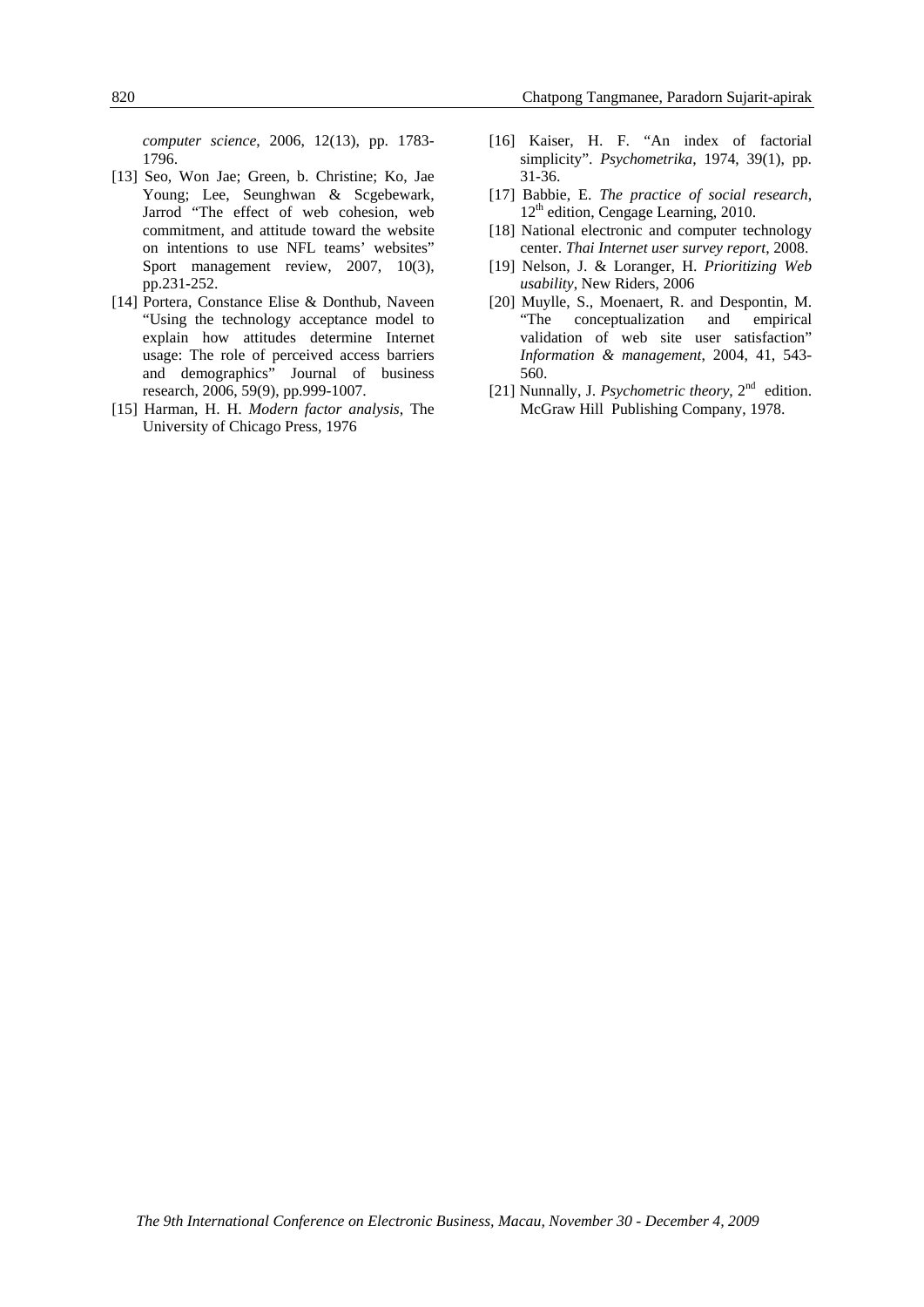*computer science*, 2006, 12(13), pp. 1783-1796.

[13] Seo, Won Jae; Green, b. Christine; Ko, Jae Young; Lee, Seunghwan & Scgebewark, Jarrod "The effect of web cohesion, web commitment, and attitude toward the website on intentions to use NFL teams' websites" Sport management review, 2007, 10(3), pp.231-252.

[14] Portera, Constance Elise & Donthub, Naveen "Using the technology acceptance model to explain how attitudes determine Internet usage: The role of perceived access barriers and demographics" Journal of business research, 2006, 59(9), pp.999-1007.

[15] Harman, H. H. *Modern factor analysis*, The University of Chicago Press, 1976

[16] Kaiser, H. F. "An index of factorial simplicity". *Psychometrika*, 1974, 39(1), pp. 31-36.

[17] Babbie, E. *The practice of social research*, 12th edition, Cengage Learning, 2010.

[18] National electronic and computer technology center. *Thai Internet user survey report*, 2008.

[19] Nelson, J. & Loranger, H. *Prioritizing Web usability*, New Riders, 2006

[20] Muylle, S., Moenaert, R. and Despontin, M. "The conceptualization and empirical validation of web site user satisfaction" *Information & management*, 2004, 41, 543-560.

[21] Nunnally, J. *Psychometric theory*, 2nd edition. McGraw Hill Publishing Company, 1978.